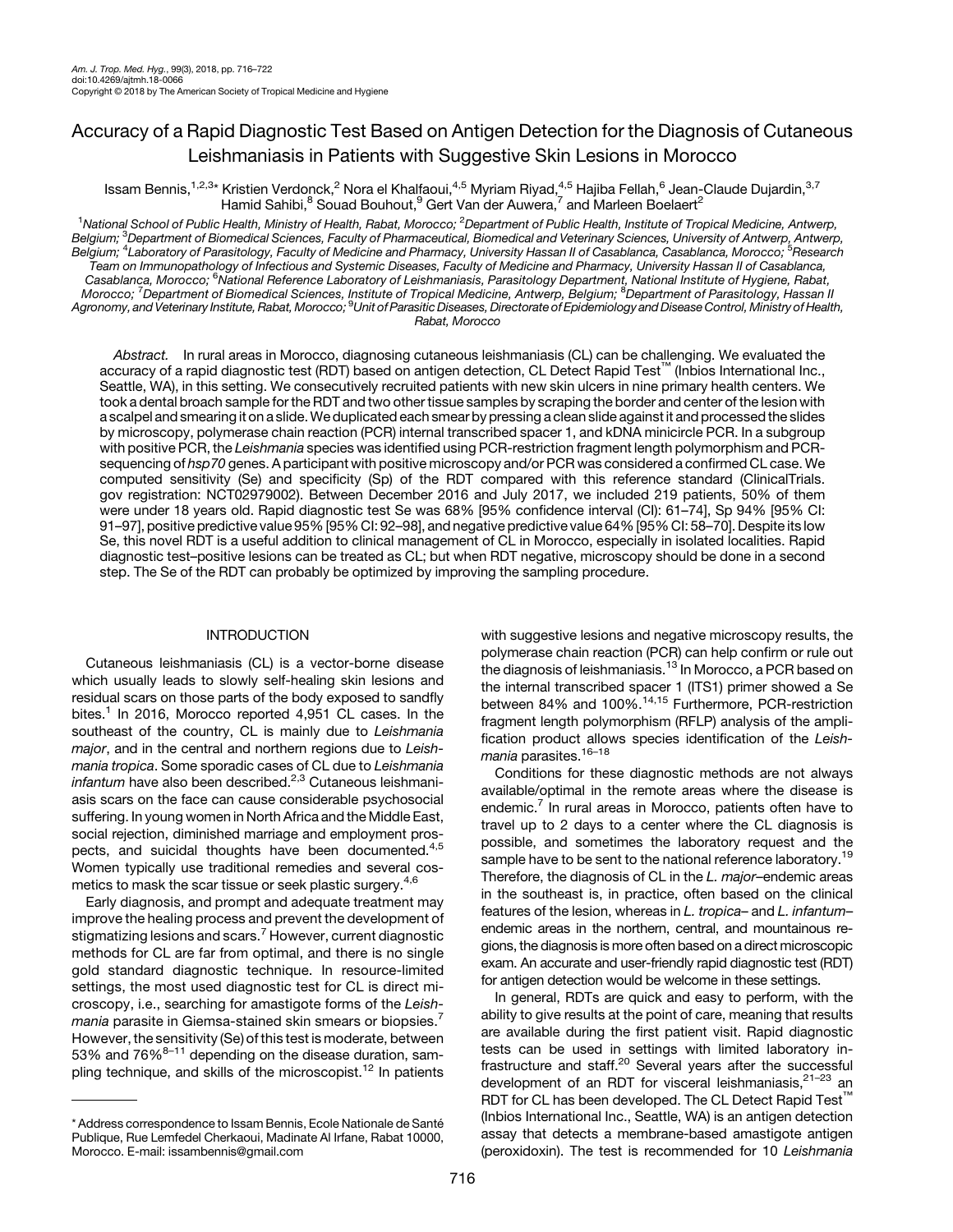# Accuracy of a Rapid Diagnostic Test Based on Antigen Detection for the Diagnosis of Cutaneous Leishmaniasis in Patients with Suggestive Skin Lesions in Morocco

Issam Bennis,[1,2,3]* Kristien Verdonck,[2] Nora el Khalfaoui,[4,5] Myriam Riyad,[4,5] Hajiba Fellah,[6] Jean-Claude Dujardin,[3,7] Hamid Sahibi,[8] Souad Bouhout,[9] Gert Van der Auwera,[7] and Marleen Boelaert[2]

[1]National School of Public Health, Ministry of Health, Rabat, Morocco; [2]Department of Public Health, Institute of Tropical Medicine, Antwerp, Belgium; [3]Department of Biomedical Sciences, Faculty of Pharmaceutical, Biomedical and Veterinary Sciences, University of Antwerp, Antwerp, Belgium; [4]Laboratory of Parasitology, Faculty of Medicine and Pharmacy, University Hassan II of Casablanca, Casablanca, Morocco; [5]Research Team on Immunopathology of Infectious and Systemic Diseases, Faculty of Medicine and Pharmacy, University Hassan II of Casablanca, Casablanca, Morocco; [6]National Reference Laboratory of Leishmaniasis, Parasitology Department, National Institute of Hygiene, Rabat, Morocco; [7]Department of Biomedical Sciences, Institute of Tropical Medicine, Antwerp, Belgium; [8]Department of Parasitology, Hassan II Agronomy, and Veterinary Institute, Rabat, Morocco; [9]Unit of Parasitic Diseases, Directorate of Epidemiology and Disease Control, Ministry of Health, Rabat, Morocco

*Abstract.* In rural areas in Morocco, diagnosing cutaneous leishmaniasis (CL) can be challenging. We evaluated the accuracy of a rapid diagnostic test (RDT) based on antigen detection, CL Detect Rapid Test™ (Inbios International Inc., Seattle, WA), in this setting. We consecutively recruited patients with new skin ulcers in nine primary health centers. We took a dental broach sample for the RDT and two other tissue samples by scraping the border and center of the lesion with a scalpel and smearing it on a slide. We duplicated each smear by pressing a clean slide against it and processed the slides by microscopy, polymerase chain reaction (PCR) internal transcribed spacer 1, and kDNA minicircle PCR. In a subgroup with positive PCR, the *Leishmania* species was identified using PCR-restriction fragment length polymorphism and PCR-sequencing of *hsp70* genes. A participant with positive microscopy and/or PCR was considered a confirmed CL case. We computed sensitivity (Se) and specificity (Sp) of the RDT compared with this reference standard (ClinicalTrials.gov registration: NCT02979002). Between December 2016 and July 2017, we included 219 patients, 50% of them were under 18 years old. Rapid diagnostic test Se was 68% [95% confidence interval (CI): 61–74], Sp 94% [95% CI: 91–97], positive predictive value 95% [95% CI: 92–98], and negative predictive value 64% [95% CI: 58–70]. Despite its low Se, this novel RDT is a useful addition to clinical management of CL in Morocco, especially in isolated localities. Rapid diagnostic test–positive lesions can be treated as CL; but when RDT negative, microscopy should be done in a second step. The Se of the RDT can probably be optimized by improving the sampling procedure.

## INTRODUCTION

Cutaneous leishmaniasis (CL) is a vector-borne disease which usually leads to slowly self-healing skin lesions and residual scars on those parts of the body exposed to sandfly bites.[1] In 2016, Morocco reported 4,951 CL cases. In the southeast of the country, CL is mainly due to *Leishmania major*, and in the central and northern regions due to *Leishmania tropica*. Some sporadic cases of CL due to *Leishmania infantum* have also been described.[2,3] Cutaneous leishmaniasis scars on the face can cause considerable psychosocial suffering. In young women in North Africa and the Middle East, social rejection, diminished marriage and employment prospects, and suicidal thoughts have been documented.[4,5] Women typically use traditional remedies and several cosmetics to mask the scar tissue or seek plastic surgery.[4,6]

Early diagnosis, and prompt and adequate treatment may improve the healing process and prevent the development of stigmatizing lesions and scars.[7] However, current diagnostic methods for CL are far from optimal, and there is no single gold standard diagnostic technique. In resource-limited settings, the most used diagnostic test for CL is direct microscopy, i.e., searching for amastigote forms of the *Leishmania* parasite in Giemsa-stained skin smears or biopsies.[7] However, the sensitivity (Se) of this test is moderate, between 53% and 76%[8–11] depending on the disease duration, sampling technique, and skills of the microscopist.[12] In patients with suggestive lesions and negative microscopy results, the polymerase chain reaction (PCR) can help confirm or rule out the diagnosis of leishmaniasis.[13] In Morocco, a PCR based on the internal transcribed spacer 1 (ITS1) primer showed a Se between 84% and 100%.[14,15] Furthermore, PCR-restriction fragment length polymorphism (RFLP) analysis of the amplification product allows species identification of the *Leishmania* parasites.[16–18]

Conditions for these diagnostic methods are not always available/optimal in the remote areas where the disease is endemic.[7] In rural areas in Morocco, patients often have to travel up to 2 days to a center where the CL diagnosis is possible, and sometimes the laboratory request and the sample have to be sent to the national reference laboratory.[19] Therefore, the diagnosis of CL in the *L. major*–endemic areas in the southeast is, in practice, often based on the clinical features of the lesion, whereas in *L. tropica*– and *L. infantum*–endemic areas in the northern, central, and mountainous regions, the diagnosis is more often based on a direct microscopic exam. An accurate and user-friendly rapid diagnostic test (RDT) for antigen detection would be welcome in these settings.

In general, RDTs are quick and easy to perform, with the ability to give results at the point of care, meaning that results are available during the first patient visit. Rapid diagnostic tests can be used in settings with limited laboratory infrastructure and staff.[20] Several years after the successful development of an RDT for visceral leishmaniasis,[21–23] an RDT for CL has been developed. The CL Detect Rapid Test™ (Inbios International Inc., Seattle, WA) is an antigen detection assay that detects a membrane-based amastigote antigen (peroxidoxin). The test is recommended for 10 *Leishmania*

---

* Address correspondence to Issam Bennis, Ecole Nationale de Santé Publique, Rue Lemfedel Cherkaoui, Madinate Al Irfane, Rabat 10000, Morocco. E-mail: issambennis@gmail.com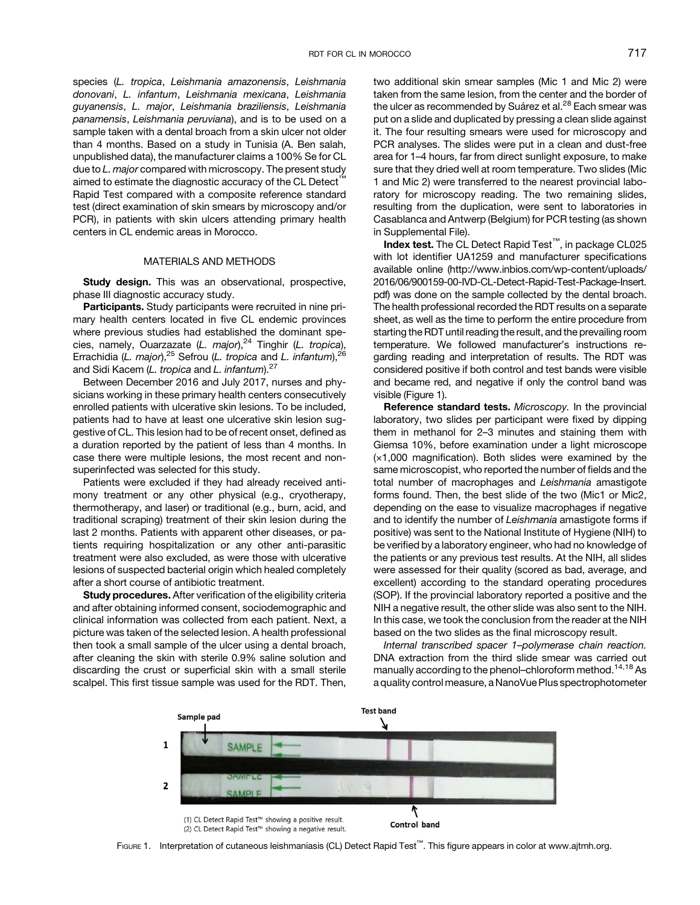species (*L. tropica*, *Leishmania amazonensis*, *Leishmania donovani*, *L. infantum*, *Leishmania mexicana*, *Leishmania guyanensis*, *L. major*, *Leishmania braziliensis*, *Leishmania panamensis*, *Leishmania peruviana*), and is to be used on a sample taken with a dental broach from a skin ulcer not older than 4 months. Based on a study in Tunisia (A. Ben salah, unpublished data), the manufacturer claims a 100% Se for CL due to *L. major* compared with microscopy. The present study aimed to estimate the diagnostic accuracy of the CL Detect™ Rapid Test compared with a composite reference standard test (direct examination of skin smears by microscopy and/or PCR), in patients with skin ulcers attending primary health centers in CL endemic areas in Morocco.

## MATERIALS AND METHODS

**Study design.** This was an observational, prospective, phase III diagnostic accuracy study.

**Participants.** Study participants were recruited in nine primary health centers located in five CL endemic provinces where previous studies had established the dominant species, namely, Ouarzazate (*L. major*),[24] Tinghir (*L. tropica*), Errachidia (*L. major*),[25] Sefrou (*L. tropica* and *L. infantum*),[26] and Sidi Kacem (*L. tropica* and *L. infantum*).[27]

Between December 2016 and July 2017, nurses and physicians working in these primary health centers consecutively enrolled patients with ulcerative skin lesions. To be included, patients had to have at least one ulcerative skin lesion suggestive of CL. This lesion had to be of recent onset, defined as a duration reported by the patient of less than 4 months. In case there were multiple lesions, the most recent and non-superinfected was selected for this study.

Patients were excluded if they had already received antimony treatment or any other physical (e.g., cryotherapy, thermotherapy, and laser) or traditional (e.g., burn, acid, and traditional scraping) treatment of their skin lesion during the last 2 months. Patients with apparent other diseases, or patients requiring hospitalization or any other anti-parasitic treatment were also excluded, as were those with ulcerative lesions of suspected bacterial origin which healed completely after a short course of antibiotic treatment.

**Study procedures.** After verification of the eligibility criteria and after obtaining informed consent, sociodemographic and clinical information was collected from each patient. Next, a picture was taken of the selected lesion. A health professional then took a small sample of the ulcer using a dental broach, after cleaning the skin with sterile 0.9% saline solution and discarding the crust or superficial skin with a small sterile scalpel. This first tissue sample was used for the RDT. Then, two additional skin smear samples (Mic 1 and Mic 2) were taken from the same lesion, from the center and the border of the ulcer as recommended by Suárez et al.[28] Each smear was put on a slide and duplicated by pressing a clean slide against it. The four resulting smears were used for microscopy and PCR analyses. The slides were put in a clean and dust-free area for 1–4 hours, far from direct sunlight exposure, to make sure that they dried well at room temperature. Two slides (Mic 1 and Mic 2) were transferred to the nearest provincial laboratory for microscopy reading. The two remaining slides, resulting from the duplication, were sent to laboratories in Casablanca and Antwerp (Belgium) for PCR testing (as shown in Supplemental File).

**Index test.** The CL Detect Rapid Test™, in package CL025 with lot identifier UA1259 and manufacturer specifications available online (http://www.inbios.com/wp-content/uploads/2016/06/900159-00-IVD-CL-Detect-Rapid-Test-Package-Insert.pdf) was done on the sample collected by the dental broach. The health professional recorded the RDT results on a separate sheet, as well as the time to perform the entire procedure from starting the RDT until reading the result, and the prevailing room temperature. We followed manufacturer's instructions regarding reading and interpretation of results. The RDT was considered positive if both control and test bands were visible and became red, and negative if only the control band was visible (Figure 1).

**Reference standard tests.** *Microscopy.* In the provincial laboratory, two slides per participant were fixed by dipping them in methanol for 2–3 minutes and staining them with Giemsa 10%, before examination under a light microscope (×1,000 magnification). Both slides were examined by the same microscopist, who reported the number of fields and the total number of macrophages and *Leishmania* amastigote forms found. Then, the best slide of the two (Mic1 or Mic2, depending on the ease to visualize macrophages if negative and to identify the number of *Leishmania* amastigote forms if positive) was sent to the National Institute of Hygiene (NIH) to be verified by a laboratory engineer, who had no knowledge of the patients or any previous test results. At the NIH, all slides were assessed for their quality (scored as bad, average, and excellent) according to the standard operating procedures (SOP). If the provincial laboratory reported a positive and the NIH a negative result, the other slide was also sent to the NIH. In this case, we took the conclusion from the reader at the NIH based on the two slides as the final microscopy result.

*Internal transcribed spacer 1–polymerase chain reaction.* DNA extraction from the third slide smear was carried out manually according to the phenol–chloroform method.[14,18] As a quality control measure, a NanoVue Plus spectrophotometer

FIGURE 1. Interpretation of cutaneous leishmaniasis (CL) Detect Rapid Test™. This figure appears in color at www.ajtmh.org.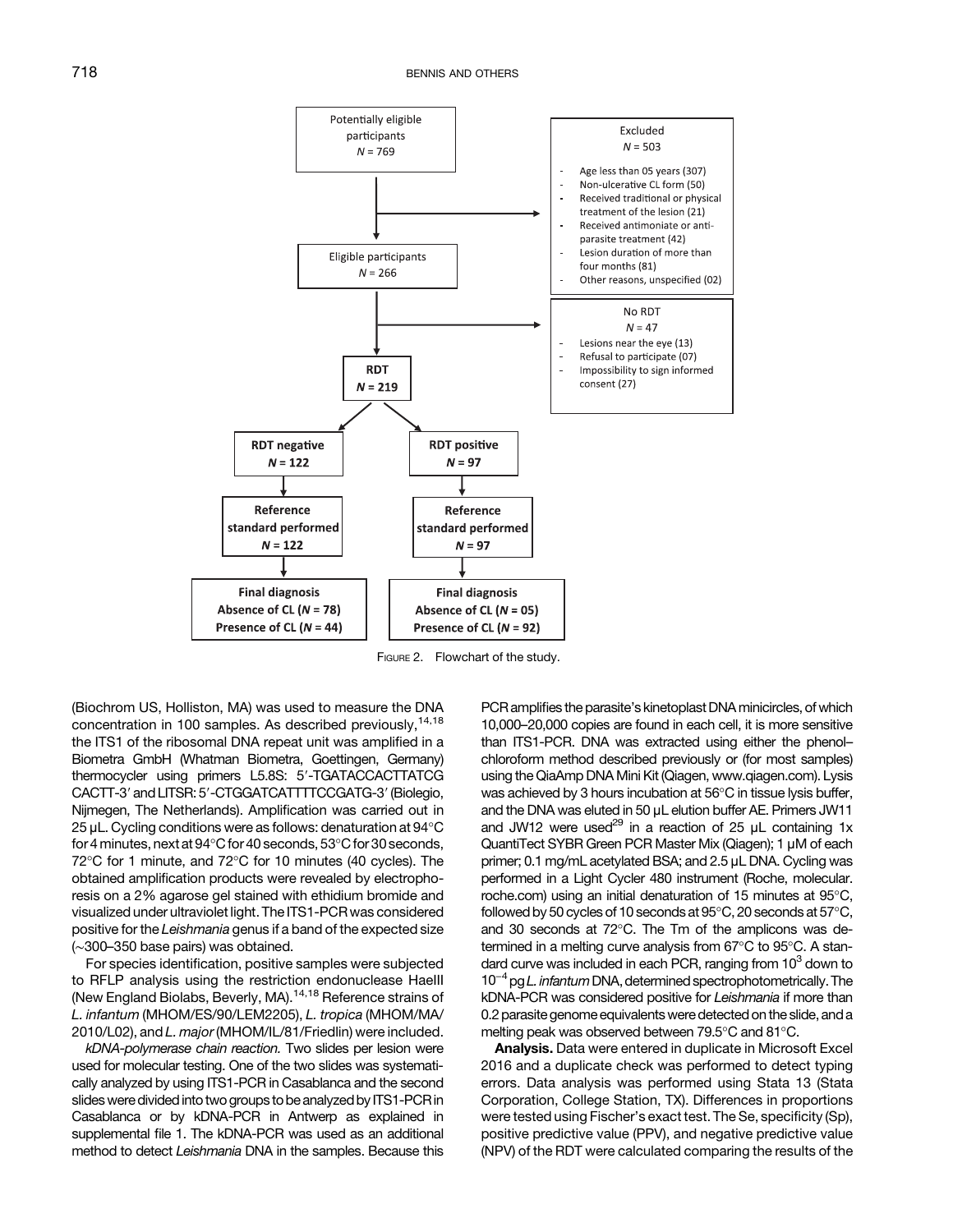Potentially eligible participants
$N = 769$

Excluded
$N = 503$

- Age less than 05 years (307)
- Non-ulcerative CL form (50)
- Received traditional or physical treatment of the lesion (21)
- Received antimoniate or anti-parasite treatment (42)
- Lesion duration of more than four months (81)
- Other reasons, unspecified (02)

Eligible participants
$N = 266$

No RDT
$N = 47$

- Lesions near the eye (13)
- Refusal to participate (07)
- Impossibility to sign informed consent (27)

**RDT**
**$N = 219$**

**RDT negative** **$N = 122$** → **Reference standard performed** **$N = 122$** → **Final diagnosis** **Absence of CL ($N = 78$)** **Presence of CL ($N = 44$)**

**RDT positive** **$N = 97$** → **Reference standard performed** **$N = 97$** → **Final diagnosis** **Absence of CL ($N = 05$)** **Presence of CL ($N = 92$)**

FIGURE 2. Flowchart of the study.

(Biochrom US, Holliston, MA) was used to measure the DNA concentration in 100 samples. As described previously,[14,18] the ITS1 of the ribosomal DNA repeat unit was amplified in a Biometra GmbH (Whatman Biometra, Goettingen, Germany) thermocycler using primers L5.8S: 5′-TGATACCACTTATCG CACTT-3′ and LITSR: 5′-CTGGATCATTTTCCGATG-3′ (Biolegio, Nijmegen, The Netherlands). Amplification was carried out in 25 µL. Cycling conditions were as follows: denaturation at 94°C for 4 minutes, next at 94°C for 40 seconds, 53°C for 30 seconds, 72°C for 1 minute, and 72°C for 10 minutes (40 cycles). The obtained amplification products were revealed by electrophoresis on a 2% agarose gel stained with ethidium bromide and visualized under ultraviolet light. The ITS1-PCR was considered positive for the *Leishmania* genus if a band of the expected size (~300–350 base pairs) was obtained.

For species identification, positive samples were subjected to RFLP analysis using the restriction endonuclease HaeIII (New England Biolabs, Beverly, MA).[14,18] Reference strains of *L. infantum* (MHOM/ES/90/LEM2205), *L. tropica* (MHOM/MA/2010/L02), and *L. major* (MHOM/IL/81/Friedlin) were included.

*kDNA-polymerase chain reaction.* Two slides per lesion were used for molecular testing. One of the two slides was systematically analyzed by using ITS1-PCR in Casablanca and the second slides were divided into two groups to be analyzed by ITS1-PCR in Casablanca or by kDNA-PCR in Antwerp as explained in supplemental file 1. The kDNA-PCR was used as an additional method to detect *Leishmania* DNA in the samples. Because this PCR amplifies the parasite's kinetoplast DNA minicircles, of which 10,000–20,000 copies are found in each cell, it is more sensitive than ITS1-PCR. DNA was extracted using either the phenol–chloroform method described previously or (for most samples) using the QiaAmp DNA Mini Kit (Qiagen, www.qiagen.com). Lysis was achieved by 3 hours incubation at 56°C in tissue lysis buffer, and the DNA was eluted in 50 µL elution buffer AE. Primers JW11 and JW12 were used[29] in a reaction of 25 µL containing 1x QuantiTect SYBR Green PCR Master Mix (Qiagen); 1 µM of each primer; 0.1 mg/mL acetylated BSA; and 2.5 µL DNA. Cycling was performed in a Light Cycler 480 instrument (Roche, molecular.roche.com) using an initial denaturation of 15 minutes at 95°C, followed by 50 cycles of 10 seconds at 95°C, 20 seconds at 57°C, and 30 seconds at 72°C. The Tm of the amplicons was determined in a melting curve analysis from 67°C to 95°C. A standard curve was included in each PCR, ranging from $10^3$ down to $10^{-4}$ pg *L. infantum* DNA, determined spectrophotometrically. The kDNA-PCR was considered positive for *Leishmania* if more than 0.2 parasite genome equivalents were detected on the slide, and a melting peak was observed between 79.5°C and 81°C.

**Analysis.** Data were entered in duplicate in Microsoft Excel 2016 and a duplicate check was performed to detect typing errors. Data analysis was performed using Stata 13 (Stata Corporation, College Station, TX). Differences in proportions were tested using Fischer's exact test. The Se, specificity (Sp), positive predictive value (PPV), and negative predictive value (NPV) of the RDT were calculated comparing the results of the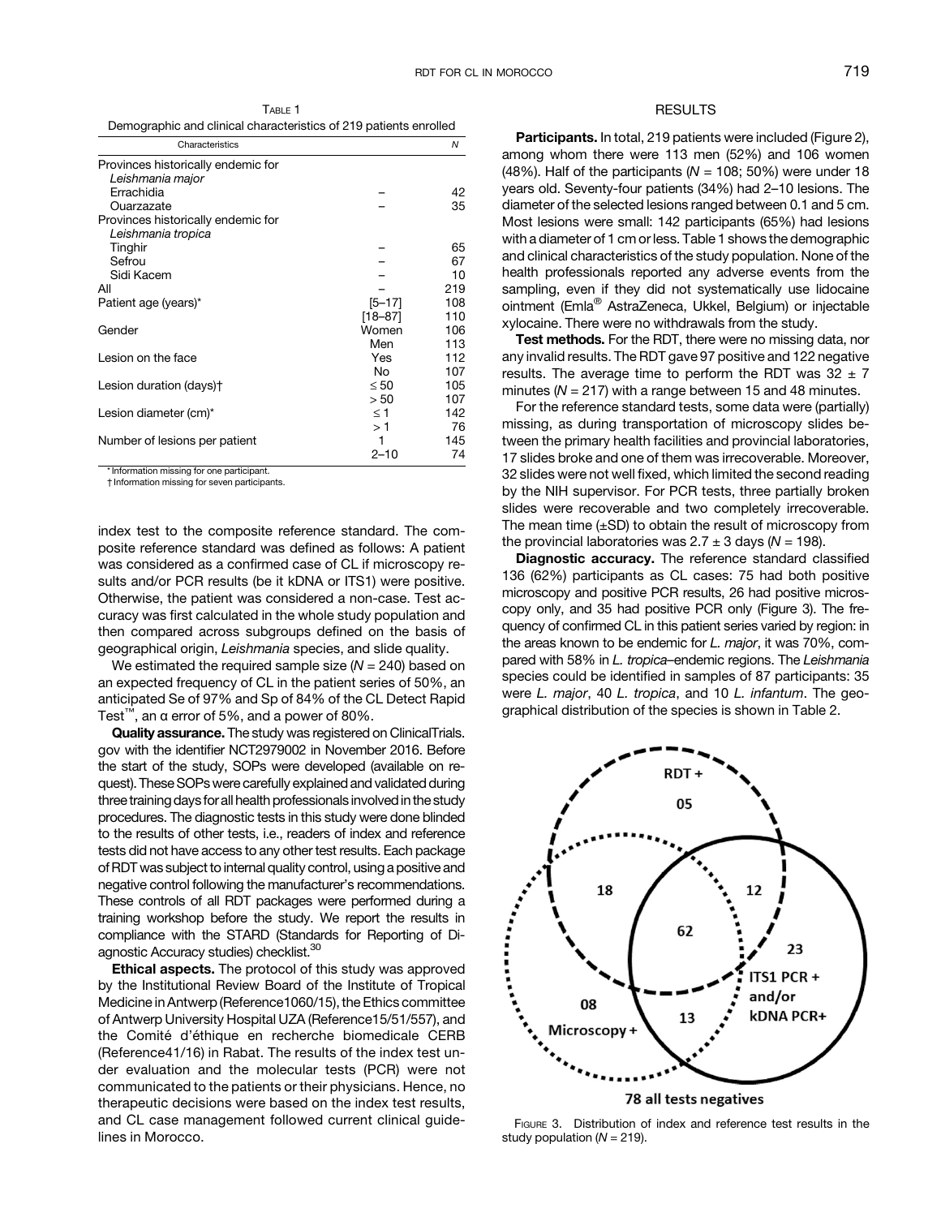Table 1

Demographic and clinical characteristics of 219 patients enrolled

| Characteristics | | N |
| --- | --- | --- |
| Provinces historically endemic for *Leishmania major* | | |
| Errachidia | – | 42 |
| Ouarzazate | – | 35 |
| Provinces historically endemic for *Leishmania tropica* | | |
| Tinghir | – | 65 |
| Sefrou | – | 67 |
| Sidi Kacem | – | 10 |
| All | – | 219 |
| Patient age (years)* | [5–17] | 108 |
| | [18–87] | 110 |
| Gender | Women | 106 |
| | Men | 113 |
| Lesion on the face | Yes | 112 |
| | No | 107 |
| Lesion duration (days)† | ≤ 50 | 105 |
| | > 50 | 107 |
| Lesion diameter (cm)* | ≤ 1 | 142 |
| | > 1 | 76 |
| Number of lesions per patient | 1 | 145 |
| | 2–10 | 74 |

\* Information missing for one participant.
† Information missing for seven participants.

index test to the composite reference standard. The composite reference standard was defined as follows: A patient was considered as a confirmed case of CL if microscopy results and/or PCR results (be it kDNA or ITS1) were positive. Otherwise, the patient was considered a non-case. Test accuracy was first calculated in the whole study population and then compared across subgroups defined on the basis of geographical origin, *Leishmania* species, and slide quality.

We estimated the required sample size ($N$ = 240) based on an expected frequency of CL in the patient series of 50%, an anticipated Se of 97% and Sp of 84% of the CL Detect Rapid Test™, an α error of 5%, and a power of 80%.

**Quality assurance.** The study was registered on ClinicalTrials.gov with the identifier NCT2979002 in November 2016. Before the start of the study, SOPs were developed (available on request). These SOPs were carefully explained and validated during three training days for all health professionals involved in the study procedures. The diagnostic tests in this study were done blinded to the results of other tests, i.e., readers of index and reference tests did not have access to any other test results. Each package of RDT was subject to internal quality control, using a positive and negative control following the manufacturer's recommendations. These controls of all RDT packages were performed during a training workshop before the study. We report the results in compliance with the STARD (Standards for Reporting of Diagnostic Accuracy studies) checklist.[30]

**Ethical aspects.** The protocol of this study was approved by the Institutional Review Board of the Institute of Tropical Medicine in Antwerp (Reference1060/15), the Ethics committee of Antwerp University Hospital UZA (Reference15/51/557), and the Comité d'éthique en recherche biomedicale CERB (Reference41/16) in Rabat. The results of the index test under evaluation and the molecular tests (PCR) were not communicated to the patients or their physicians. Hence, no therapeutic decisions were based on the index test results, and CL case management followed current clinical guidelines in Morocco.

## RESULTS

**Participants.** In total, 219 patients were included (Figure 2), among whom there were 113 men (52%) and 106 women (48%). Half of the participants ($N$ = 108; 50%) were under 18 years old. Seventy-four patients (34%) had 2–10 lesions. The diameter of the selected lesions ranged between 0.1 and 5 cm. Most lesions were small: 142 participants (65%) had lesions with a diameter of 1 cm or less. Table 1 shows the demographic and clinical characteristics of the study population. None of the health professionals reported any adverse events from the sampling, even if they did not systematically use lidocaine ointment (Emla® AstraZeneca, Ukkel, Belgium) or injectable xylocaine. There were no withdrawals from the study.

**Test methods.** For the RDT, there were no missing data, nor any invalid results. The RDT gave 97 positive and 122 negative results. The average time to perform the RDT was 32 ± 7 minutes ($N$ = 217) with a range between 15 and 48 minutes.

For the reference standard tests, some data were (partially) missing, as during transportation of microscopy slides between the primary health facilities and provincial laboratories, 17 slides broke and one of them was irrecoverable. Moreover, 32 slides were not well fixed, which limited the second reading by the NIH supervisor. For PCR tests, three partially broken slides were recoverable and two completely irrecoverable. The mean time (±SD) to obtain the result of microscopy from the provincial laboratories was 2.7 ± 3 days ($N$ = 198).

**Diagnostic accuracy.** The reference standard classified 136 (62%) participants as CL cases: 75 had both positive microscopy and positive PCR results, 26 had positive microscopy only, and 35 had positive PCR only (Figure 3). The frequency of confirmed CL in this patient series varied by region: in the areas known to be endemic for *L. major*, it was 70%, compared with 58% in *L. tropica*–endemic regions. The *Leishmania* species could be identified in samples of 87 participants: 35 were *L. major*, 40 *L. tropica*, and 10 *L. infantum*. The geographical distribution of the species is shown in Table 2.

RDT +: 05; RDT + and Microscopy +: 18; RDT + and PCR +: 12; all three: 62; ITS1 PCR + and/or kDNA PCR+: 23; Microscopy +: 08; Microscopy + and PCR +: 13; 78 all tests negatives

Figure 3. Distribution of index and reference test results in the study population ($N$ = 219).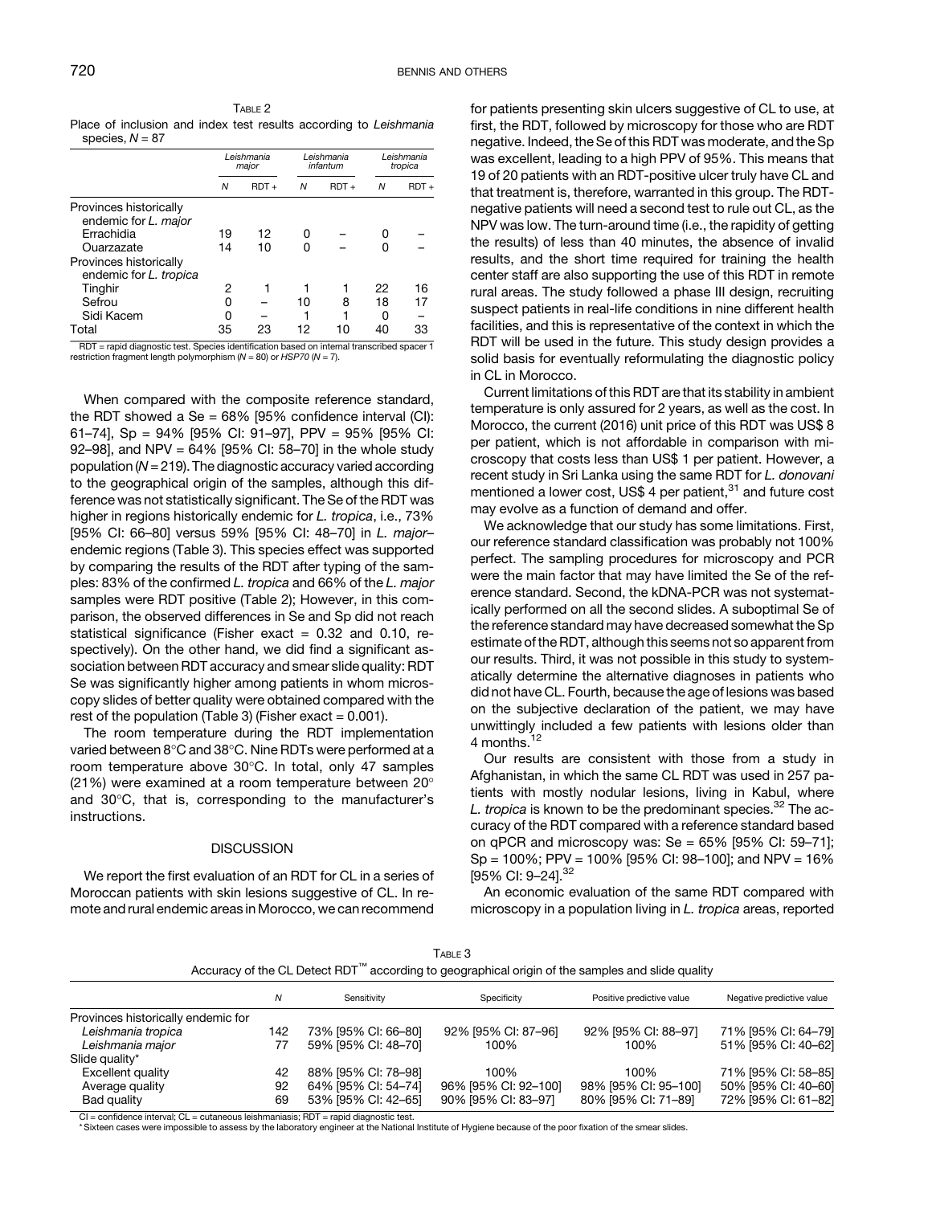Table 2
Place of inclusion and index test results according to *Leishmania* species, $N = 87$

| | *Leishmania major* | | *Leishmania infantum* | | *Leishmania tropica* | |
|---|---|---|---|---|---|---|
| | *N* | RDT + | *N* | RDT + | *N* | RDT + |
| Provinces historically endemic for *L. major* | | | | | | |
| Errachidia | 19 | 12 | 0 | – | 0 | – |
| Ouarzazate | 14 | 10 | 0 | – | 0 | – |
| Provinces historically endemic for *L. tropica* | | | | | | |
| Tinghir | 2 | 1 | 1 | 1 | 22 | 16 |
| Sefrou | 0 | – | 10 | 8 | 18 | 17 |
| Sidi Kacem | 0 | – | 1 | 1 | 0 | – |
| Total | 35 | 23 | 12 | 10 | 40 | 33 |

RDT = rapid diagnostic test. Species identification based on internal transcribed spacer 1 restriction fragment length polymorphism ($N = 80$) or *HSP70* ($N = 7$).

When compared with the composite reference standard, the RDT showed a Se = 68% [95% confidence interval (CI): 61–74], Sp = 94% [95% CI: 91–97], PPV = 95% [95% CI: 92–98], and NPV = 64% [95% CI: 58–70] in the whole study population ($N = 219$). The diagnostic accuracy varied according to the geographical origin of the samples, although this difference was not statistically significant. The Se of the RDT was higher in regions historically endemic for *L. tropica*, i.e., 73% [95% CI: 66–80] versus 59% [95% CI: 48–70] in *L. major*–endemic regions (Table 3). This species effect was supported by comparing the results of the RDT after typing of the samples: 83% of the confirmed *L. tropica* and 66% of the *L. major* samples were RDT positive (Table 2); However, in this comparison, the observed differences in Se and Sp did not reach statistical significance (Fisher exact = 0.32 and 0.10, respectively). On the other hand, we did find a significant association between RDT accuracy and smear slide quality: RDT Se was significantly higher among patients in whom microscopy slides of better quality were obtained compared with the rest of the population (Table 3) (Fisher exact = 0.001).

The room temperature during the RDT implementation varied between 8°C and 38°C. Nine RDTs were performed at a room temperature above 30°C. In total, only 47 samples (21%) were examined at a room temperature between 20° and 30°C, that is, corresponding to the manufacturer's instructions.

## DISCUSSION

We report the first evaluation of an RDT for CL in a series of Moroccan patients with skin lesions suggestive of CL. In remote and rural endemic areas in Morocco, we can recommend for patients presenting skin ulcers suggestive of CL to use, at first, the RDT, followed by microscopy for those who are RDT negative. Indeed, the Se of this RDT was moderate, and the Sp was excellent, leading to a high PPV of 95%. This means that 19 of 20 patients with an RDT-positive ulcer truly have CL and that treatment is, therefore, warranted in this group. The RDT-negative patients will need a second test to rule out CL, as the NPV was low. The turn-around time (i.e., the rapidity of getting the results) of less than 40 minutes, the absence of invalid results, and the short time required for training the health center staff are also supporting the use of this RDT in remote rural areas. The study followed a phase III design, recruiting suspect patients in real-life conditions in nine different health facilities, and this is representative of the context in which the RDT will be used in the future. This study design provides a solid basis for eventually reformulating the diagnostic policy in CL in Morocco.

Current limitations of this RDT are that its stability in ambient temperature is only assured for 2 years, as well as the cost. In Morocco, the current (2016) unit price of this RDT was US$ 8 per patient, which is not affordable in comparison with microscopy that costs less than US$ 1 per patient. However, a recent study in Sri Lanka using the same RDT for *L. donovani* mentioned a lower cost, US$ 4 per patient,[31] and future cost may evolve as a function of demand and offer.

We acknowledge that our study has some limitations. First, our reference standard classification was probably not 100% perfect. The sampling procedures for microscopy and PCR were the main factor that may have limited the Se of the reference standard. Second, the kDNA-PCR was not systematically performed on all the second slides. A suboptimal Se of the reference standard may have decreased somewhat the Sp estimate of the RDT, although this seems not so apparent from our results. Third, it was not possible in this study to systematically determine the alternative diagnoses in patients who did not have CL. Fourth, because the age of lesions was based on the subjective declaration of the patient, we may have unwittingly included a few patients with lesions older than 4 months.[12]

Our results are consistent with those from a study in Afghanistan, in which the same CL RDT was used in 257 patients with mostly nodular lesions, living in Kabul, where *L. tropica* is known to be the predominant species.[32] The accuracy of the RDT compared with a reference standard based on qPCR and microscopy was: Se = 65% [95% CI: 59–71]; Sp = 100%; PPV = 100% [95% CI: 98–100]; and NPV = 16% [95% CI: 9–24].[32]

An economic evaluation of the same RDT compared with microscopy in a population living in *L. tropica* areas, reported

Table 3
Accuracy of the CL Detect RDT™ according to geographical origin of the samples and slide quality

| | *N* | Sensitivity | Specificity | Positive predictive value | Negative predictive value |
|---|---|---|---|---|---|
| Provinces historically endemic for | | | | | |
| *Leishmania tropica* | 142 | 73% [95% CI: 66–80] | 92% [95% CI: 87–96] | 92% [95% CI: 88–97] | 71% [95% CI: 64–79] |
| *Leishmania major* | 77 | 59% [95% CI: 48–70] | 100% | 100% | 51% [95% CI: 40–62] |
| Slide quality* | | | | | |
| Excellent quality | 42 | 88% [95% CI: 78–98] | 100% | 100% | 71% [95% CI: 58–85] |
| Average quality | 92 | 64% [95% CI: 54–74] | 96% [95% CI: 92–100] | 98% [95% CI: 95–100] | 50% [95% CI: 40–60] |
| Bad quality | 69 | 53% [95% CI: 42–65] | 90% [95% CI: 83–97] | 80% [95% CI: 71–89] | 72% [95% CI: 61–82] |

CI = confidence interval; CL = cutaneous leishmaniasis; RDT = rapid diagnostic test.
* Sixteen cases were impossible to assess by the laboratory engineer at the National Institute of Hygiene because of the poor fixation of the smear slides.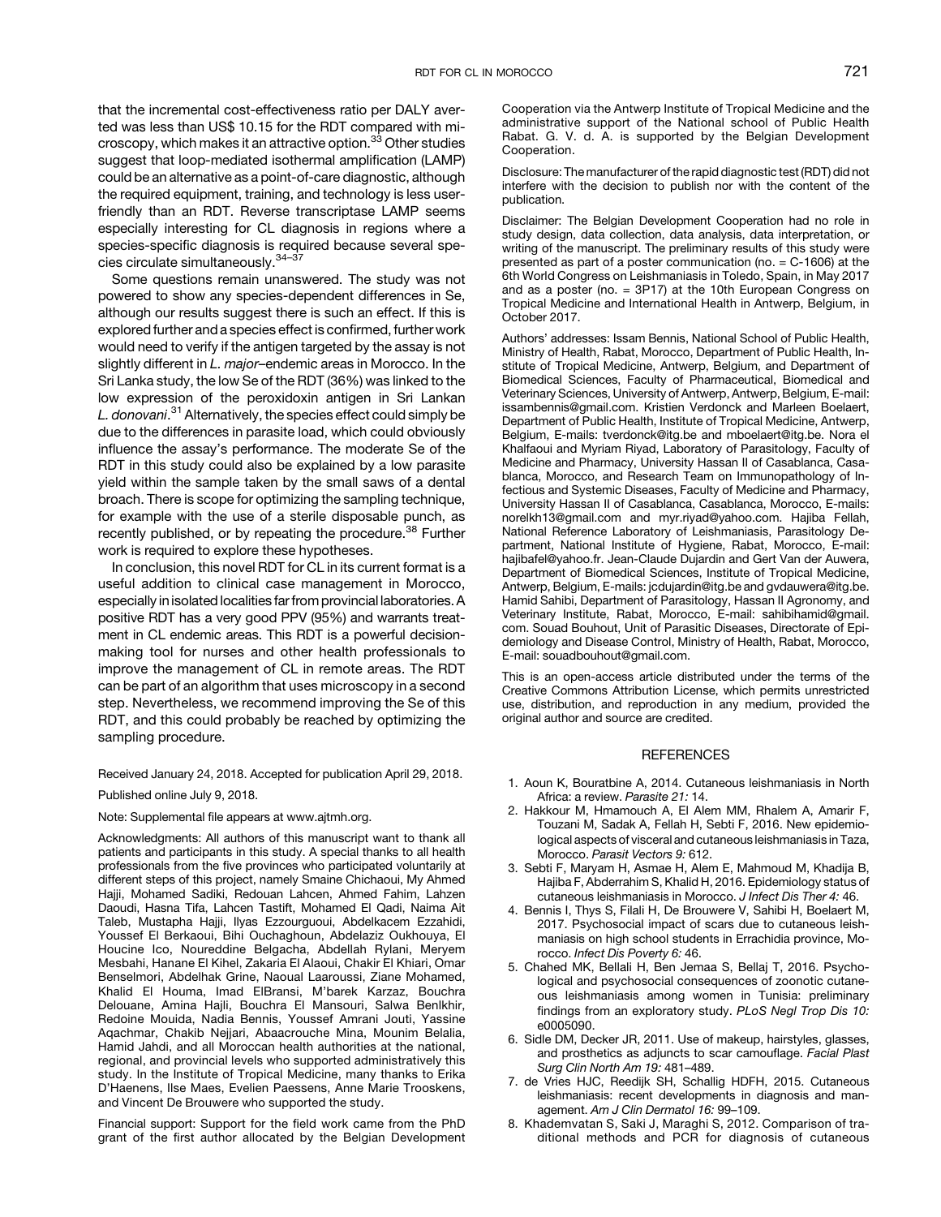that the incremental cost-effectiveness ratio per DALY averted was less than US$ 10.15 for the RDT compared with microscopy, which makes it an attractive option.[33] Other studies suggest that loop-mediated isothermal amplification (LAMP) could be an alternative as a point-of-care diagnostic, although the required equipment, training, and technology is less user-friendly than an RDT. Reverse transcriptase LAMP seems especially interesting for CL diagnosis in regions where a species-specific diagnosis is required because several species circulate simultaneously.[34–37]

Some questions remain unanswered. The study was not powered to show any species-dependent differences in Se, although our results suggest there is such an effect. If this is explored further and a species effect is confirmed, further work would need to verify if the antigen targeted by the assay is not slightly different in *L. major*–endemic areas in Morocco. In the Sri Lanka study, the low Se of the RDT (36%) was linked to the low expression of the peroxidoxin antigen in Sri Lankan *L. donovani*.[31] Alternatively, the species effect could simply be due to the differences in parasite load, which could obviously influence the assay's performance. The moderate Se of the RDT in this study could also be explained by a low parasite yield within the sample taken by the small saws of a dental broach. There is scope for optimizing the sampling technique, for example with the use of a sterile disposable punch, as recently published, or by repeating the procedure.[38] Further work is required to explore these hypotheses.

In conclusion, this novel RDT for CL in its current format is a useful addition to clinical case management in Morocco, especially in isolated localities far from provincial laboratories. A positive RDT has a very good PPV (95%) and warrants treatment in CL endemic areas. This RDT is a powerful decision-making tool for nurses and other health professionals to improve the management of CL in remote areas. The RDT can be part of an algorithm that uses microscopy in a second step. Nevertheless, we recommend improving the Se of this RDT, and this could probably be reached by optimizing the sampling procedure.

Received January 24, 2018. Accepted for publication April 29, 2018.

Published online July 9, 2018.

Note: Supplemental file appears at www.ajtmh.org.

Acknowledgments: All authors of this manuscript want to thank all patients and participants in this study. A special thanks to all health professionals from the five provinces who participated voluntarily at different steps of this project, namely Smaine Chichaoui, My Ahmed Hajji, Mohamed Sadiki, Redouan Lahcen, Ahmed Fahim, Lahzen Daoudi, Hasna Tifa, Lahcen Tastift, Mohamed El Qadi, Naima Ait Taleb, Mustapha Hajji, Ilyas Ezzourguoui, Abdelkacem Ezzahidi, Youssef El Berkaoui, Bihi Ouchaghoun, Abdelaziz Oukhouya, El Houcine Ico, Noureddine Belgacha, Abdellah Rylani, Meryem Mesbahi, Hanane El Kihel, Zakaria El Alaoui, Chakir El Khiari, Omar Benselmori, Abdelhak Grine, Naoual Laaroussi, Ziane Mohamed, Khalid El Houma, Imad ElBransi, M'barek Karzaz, Bouchra Delouane, Amina Hajli, Bouchra El Mansouri, Salwa Benlkhir, Redoine Mouida, Nadia Bennis, Youssef Amrani Jouti, Yassine Aqachmar, Chakib Nejjari, Abaacrouche Mina, Mounim Belalia, Hamid Jahdi, and all Moroccan health authorities at the national, regional, and provincial levels who supported administratively this study. In the Institute of Tropical Medicine, many thanks to Erika D'Haenens, Ilse Maes, Evelien Paessens, Anne Marie Trooskens, and Vincent De Brouwere who supported the study.

Financial support: Support for the field work came from the PhD grant of the first author allocated by the Belgian Development Cooperation via the Antwerp Institute of Tropical Medicine and the administrative support of the National school of Public Health Rabat. G. V. d. A. is supported by the Belgian Development Cooperation.

Disclosure: The manufacturer of the rapid diagnostic test (RDT) did not interfere with the decision to publish nor with the content of the publication.

Disclaimer: The Belgian Development Cooperation had no role in study design, data collection, data analysis, data interpretation, or writing of the manuscript. The preliminary results of this study were presented as part of a poster communication (no. = C-1606) at the 6th World Congress on Leishmaniasis in Toledo, Spain, in May 2017 and as a poster (no. = 3P17) at the 10th European Congress on Tropical Medicine and International Health in Antwerp, Belgium, in October 2017.

Authors' addresses: Issam Bennis, National School of Public Health, Ministry of Health, Rabat, Morocco, Department of Public Health, Institute of Tropical Medicine, Antwerp, Belgium, and Department of Biomedical Sciences, Faculty of Pharmaceutical, Biomedical and Veterinary Sciences, University of Antwerp, Antwerp, Belgium, E-mail: issambennis@gmail.com. Kristien Verdonck and Marleen Boelaert, Department of Public Health, Institute of Tropical Medicine, Antwerp, Belgium, E-mails: tverdonck@itg.be and mboelaert@itg.be. Nora el Khalfaoui and Myriam Riyad, Laboratory of Parasitology, Faculty of Medicine and Pharmacy, University Hassan II of Casablanca, Casablanca, Morocco, and Research Team on Immunopathology of Infectious and Systemic Diseases, Faculty of Medicine and Pharmacy, University Hassan II of Casablanca, Casablanca, Morocco, E-mails: norelkh13@gmail.com and myr.riyad@yahoo.com. Hajiba Fellah, National Reference Laboratory of Leishmaniasis, Parasitology Department, National Institute of Hygiene, Rabat, Morocco, E-mail: hajibafel@yahoo.fr. Jean-Claude Dujardin and Gert Van der Auwera, Department of Biomedical Sciences, Institute of Tropical Medicine, Antwerp, Belgium, E-mails: jcdujardin@itg.be and gvdauwera@itg.be. Hamid Sahibi, Department of Parasitology, Hassan II Agronomy, and Veterinary Institute, Rabat, Morocco, E-mail: sahibihamid@gmail.com. Souad Bouhout, Unit of Parasitic Diseases, Directorate of Epidemiology and Disease Control, Ministry of Health, Rabat, Morocco, E-mail: souadbouhout@gmail.com.

This is an open-access article distributed under the terms of the Creative Commons Attribution License, which permits unrestricted use, distribution, and reproduction in any medium, provided the original author and source are credited.

## REFERENCES

1. Aoun K, Bouratbine A, 2014. Cutaneous leishmaniasis in North Africa: a review. *Parasite 21:* 14.
2. Hakkour M, Hmamouch A, El Alem MM, Rhalem A, Amarir F, Touzani M, Sadak A, Fellah H, Sebti F, 2016. New epidemiological aspects of visceral and cutaneous leishmaniasis in Taza, Morocco. *Parasit Vectors 9:* 612.
3. Sebti F, Maryam H, Asmae H, Alem E, Mahmoud M, Khadija B, Hajiba F, Abderrahim S, Khalid H, 2016. Epidemiology status of cutaneous leishmaniasis in Morocco. *J Infect Dis Ther 4:* 46.
4. Bennis I, Thys S, Filali H, De Brouwere V, Sahibi H, Boelaert M, 2017. Psychosocial impact of scars due to cutaneous leishmaniasis on high school students in Errachidia province, Morocco. *Infect Dis Poverty 6:* 46.
5. Chahed MK, Bellali H, Ben Jemaa S, Bellaj T, 2016. Psychological and psychosocial consequences of zoonotic cutaneous leishmaniasis among women in Tunisia: preliminary findings from an exploratory study. *PLoS Negl Trop Dis 10:* e0005090.
6. Sidle DM, Decker JR, 2011. Use of makeup, hairstyles, glasses, and prosthetics as adjuncts to scar camouflage. *Facial Plast Surg Clin North Am 19:* 481–489.
7. de Vries HJC, Reedijk SH, Schallig HDFH, 2015. Cutaneous leishmaniasis: recent developments in diagnosis and management. *Am J Clin Dermatol 16:* 99–109.
8. Khademvatan S, Saki J, Maraghi S, 2012. Comparison of traditional methods and PCR for diagnosis of cutaneous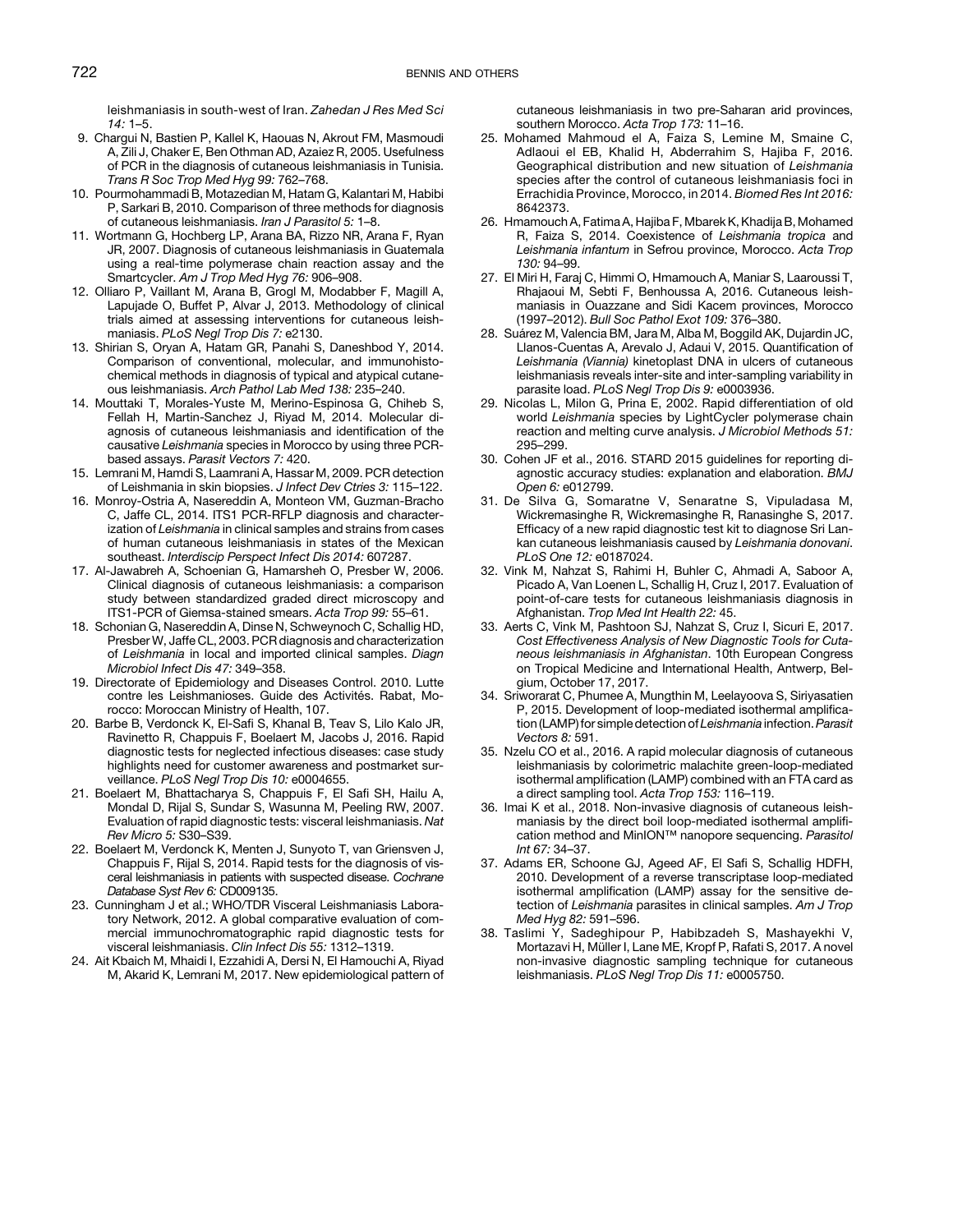leishmaniasis in south-west of Iran. *Zahedan J Res Med Sci 14:* 1–5.

9. Chargui N, Bastien P, Kallel K, Haouas N, Akrout FM, Masmoudi A, Zili J, Chaker E, Ben Othman AD, Azaiez R, 2005. Usefulness of PCR in the diagnosis of cutaneous leishmaniasis in Tunisia. *Trans R Soc Trop Med Hyg 99:* 762–768.
10. Pourmohammadi B, Motazedian M, Hatam G, Kalantari M, Habibi P, Sarkari B, 2010. Comparison of three methods for diagnosis of cutaneous leishmaniasis. *Iran J Parasitol 5:* 1–8.
11. Wortmann G, Hochberg LP, Arana BA, Rizzo NR, Arana F, Ryan JR, 2007. Diagnosis of cutaneous leishmaniasis in Guatemala using a real-time polymerase chain reaction assay and the Smartcycler. *Am J Trop Med Hyg 76:* 906–908.
12. Olliaro P, Vaillant M, Arana B, Grogl M, Modabber F, Magill A, Lapujade O, Buffet P, Alvar J, 2013. Methodology of clinical trials aimed at assessing interventions for cutaneous leishmaniasis. *PLoS Negl Trop Dis 7:* e2130.
13. Shirian S, Oryan A, Hatam GR, Panahi S, Daneshbod Y, 2014. Comparison of conventional, molecular, and immunohistochemical methods in diagnosis of typical and atypical cutaneous leishmaniasis. *Arch Pathol Lab Med 138:* 235–240.
14. Mouttaki T, Morales-Yuste M, Merino-Espinosa G, Chiheb S, Fellah H, Martin-Sanchez J, Riyad M, 2014. Molecular diagnosis of cutaneous leishmaniasis and identification of the causative *Leishmania* species in Morocco by using three PCR-based assays. *Parasit Vectors 7:* 420.
15. Lemrani M, Hamdi S, Laamrani A, Hassar M, 2009. PCR detection of Leishmania in skin biopsies. *J Infect Dev Ctries 3:* 115–122.
16. Monroy-Ostria A, Nasereddin A, Monteon VM, Guzman-Bracho C, Jaffe CL, 2014. ITS1 PCR-RFLP diagnosis and characterization of *Leishmania* in clinical samples and strains from cases of human cutaneous leishmaniasis in states of the Mexican southeast. *Interdiscip Perspect Infect Dis 2014:* 607287.
17. Al-Jawabreh A, Schoenian G, Hamarsheh O, Presber W, 2006. Clinical diagnosis of cutaneous leishmaniasis: a comparison study between standardized graded direct microscopy and ITS1-PCR of Giemsa-stained smears. *Acta Trop 99:* 55–61.
18. Schonian G, Nasereddin A, Dinse N, Schweynoch C, Schallig HD, Presber W, Jaffe CL, 2003. PCR diagnosis and characterization of *Leishmania* in local and imported clinical samples. *Diagn Microbiol Infect Dis 47:* 349–358.
19. Directorate of Epidemiology and Diseases Control. 2010. Lutte contre les Leishmanioses. Guide des Activités. Rabat, Morocco: Moroccan Ministry of Health, 107.
20. Barbe B, Verdonck K, El-Safi S, Khanal B, Teav S, Lilo Kalo JR, Ravinetto R, Chappuis F, Boelaert M, Jacobs J, 2016. Rapid diagnostic tests for neglected infectious diseases: case study highlights need for customer awareness and postmarket surveillance. *PLoS Negl Trop Dis 10:* e0004655.
21. Boelaert M, Bhattacharya S, Chappuis F, El Safi SH, Hailu A, Mondal D, Rijal S, Sundar S, Wasunna M, Peeling RW, 2007. Evaluation of rapid diagnostic tests: visceral leishmaniasis. *Nat Rev Micro 5:* S30–S39.
22. Boelaert M, Verdonck K, Menten J, Sunyoto T, van Griensven J, Chappuis F, Rijal S, 2014. Rapid tests for the diagnosis of visceral leishmaniasis in patients with suspected disease. *Cochrane Database Syst Rev 6:* CD009135.
23. Cunningham J et al.; WHO/TDR Visceral Leishmaniasis Laboratory Network, 2012. A global comparative evaluation of commercial immunochromatographic rapid diagnostic tests for visceral leishmaniasis. *Clin Infect Dis 55:* 1312–1319.
24. Ait Kbaich M, Mhaidi I, Ezzahidi A, Dersi N, El Hamouchi A, Riyad M, Akarid K, Lemrani M, 2017. New epidemiological pattern of cutaneous leishmaniasis in two pre-Saharan arid provinces, southern Morocco. *Acta Trop 173:* 11–16.
25. Mohamed Mahmoud el A, Faiza S, Lemine M, Smaine C, Adlaoui el EB, Khalid H, Abderrahim S, Hajiba F, 2016. Geographical distribution and new situation of *Leishmania* species after the control of cutaneous leishmaniasis foci in Errachidia Province, Morocco, in 2014. *Biomed Res Int 2016:* 8642373.
26. Hmamouch A, Fatima A, Hajiba F, Mbarek K, Khadija B, Mohamed R, Faiza S, 2014. Coexistence of *Leishmania tropica* and *Leishmania infantum* in Sefrou province, Morocco. *Acta Trop 130:* 94–99.
27. El Miri H, Faraj C, Himmi O, Hmamouch A, Maniar S, Laaroussi T, Rhajaoui M, Sebti F, Benhoussa A, 2016. Cutaneous leishmaniasis in Ouazzane and Sidi Kacem provinces, Morocco (1997–2012). *Bull Soc Pathol Exot 109:* 376–380.
28. Suárez M, Valencia BM, Jara M, Alba M, Boggild AK, Dujardin JC, Llanos-Cuentas A, Arevalo J, Adaui V, 2015. Quantification of *Leishmania (Viannia)* kinetoplast DNA in ulcers of cutaneous leishmaniasis reveals inter-site and inter-sampling variability in parasite load. *PLoS Negl Trop Dis 9:* e0003936.
29. Nicolas L, Milon G, Prina E, 2002. Rapid differentiation of old world *Leishmania* species by LightCycler polymerase chain reaction and melting curve analysis. *J Microbiol Methods 51:* 295–299.
30. Cohen JF et al., 2016. STARD 2015 guidelines for reporting diagnostic accuracy studies: explanation and elaboration. *BMJ Open 6:* e012799.
31. De Silva G, Somaratne V, Senaratne S, Vipuladasa M, Wickremasinghe R, Wickremasinghe R, Ranasinghe S, 2017. Efficacy of a new rapid diagnostic test kit to diagnose Sri Lankan cutaneous leishmaniasis caused by *Leishmania donovani*. *PLoS One 12:* e0187024.
32. Vink M, Nahzat S, Rahimi H, Buhler C, Ahmadi A, Saboor A, Picado A, Van Loenen L, Schallig H, Cruz I, 2017. Evaluation of point-of-care tests for cutaneous leishmaniasis diagnosis in Afghanistan. *Trop Med Int Health 22:* 45.
33. Aerts C, Vink M, Pashtoon SJ, Nahzat S, Cruz I, Sicuri E, 2017. *Cost Effectiveness Analysis of New Diagnostic Tools for Cutaneous leishmaniasis in Afghanistan*. 10th European Congress on Tropical Medicine and International Health, Antwerp, Belgium, October 17, 2017.
34. Sriworarat C, Phumee A, Mungthin M, Leelayoova S, Siriyasatien P, 2015. Development of loop-mediated isothermal amplification (LAMP) for simple detection of *Leishmania* infection. *Parasit Vectors 8:* 591.
35. Nzelu CO et al., 2016. A rapid molecular diagnosis of cutaneous leishmaniasis by colorimetric malachite green-loop-mediated isothermal amplification (LAMP) combined with an FTA card as a direct sampling tool. *Acta Trop 153:* 116–119.
36. Imai K et al., 2018. Non-invasive diagnosis of cutaneous leishmaniasis by the direct boil loop-mediated isothermal amplification method and MinION™ nanopore sequencing. *Parasitol Int 67:* 34–37.
37. Adams ER, Schoone GJ, Ageed AF, El Safi S, Schallig HDFH, 2010. Development of a reverse transcriptase loop-mediated isothermal amplification (LAMP) assay for the sensitive detection of *Leishmania* parasites in clinical samples. *Am J Trop Med Hyg 82:* 591–596.
38. Taslimi Y, Sadeghipour P, Habibzadeh S, Mashayekhi V, Mortazavi H, Müller I, Lane ME, Kropf P, Rafati S, 2017. A novel non-invasive diagnostic sampling technique for cutaneous leishmaniasis. *PLoS Negl Trop Dis 11:* e0005750.